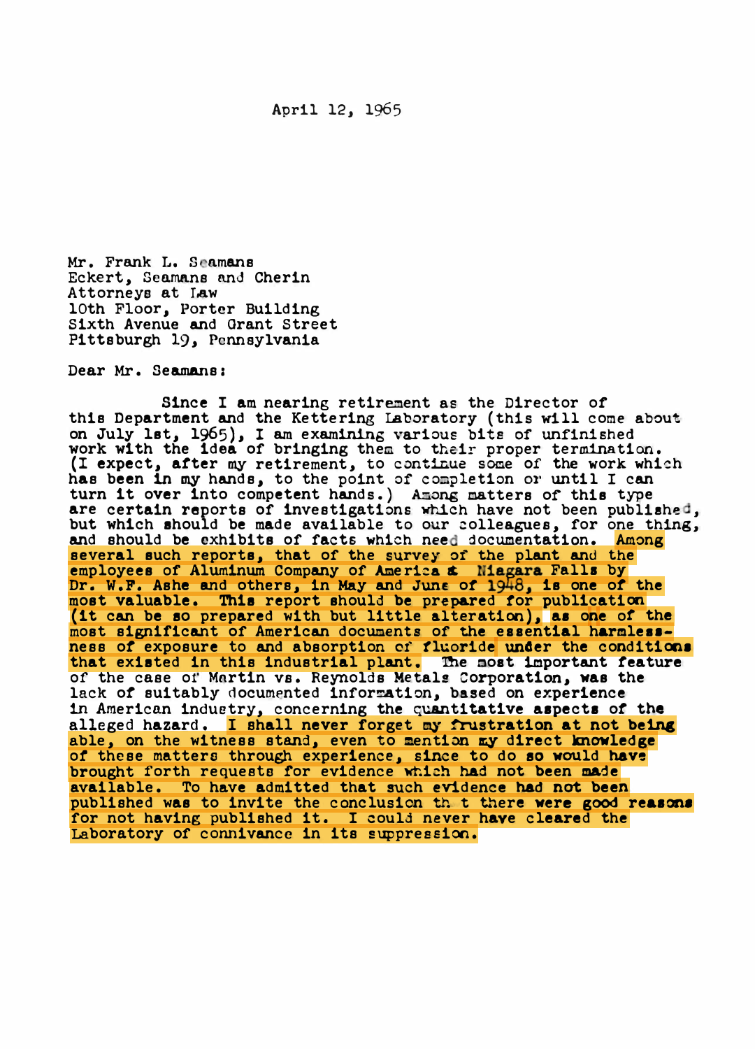April 12, 1965

Mr. Frank L. Seamans  
Eckert, Seamans and Cherin  
Attorneys at Law  
10th Floor, Porter Building  
Sixth Avenue and Grant Street  
Pittsburgh 19, Pennsylvania

Dear Mr. Seamans:

Since I am nearing retirement as the Director of this Department and the Kettering Laboratory (this will come about on July 1st, 1965), I am examining various bits of unfinished work with the idea of bringing them to their proper termination. (I expect, after my retirement, to continue some of the work which has been in my hands, to the point of completion or until I can turn it over into competent hands.) Among matters of this type are certain reports of investigations which have not been published, but which should be made available to our colleagues, for one thing, and should be exhibits of facts which need documentation. Among several such reports, that of the survey of the plant and the employees of Aluminum Company of America at Niagara Falls by Dr. W.F. Ashe and others, in May and June of 1948, is one of the most valuable. This report should be prepared for publication (it can be so prepared with but little alteration), as one of the most significant of American documents of the essential harmlessness of exposure to and absorption of fluoride under the conditions that existed in this industrial plant. The most important feature of the case of Martin vs. Reynolds Metals Corporation, was the lack of suitably documented information, based on experience in American industry, concerning the quantitative aspects of the alleged hazard. I shall never forget my frustration at not being able, on the witness stand, even to mention my direct knowledge of these matters through experience, since to do so would have brought forth requests for evidence which had not been made available. To have admitted that such evidence had not been published was to invite the conclusion th t there were good reasons for not having published it. I could never have cleared the Laboratory of connivance in its suppression.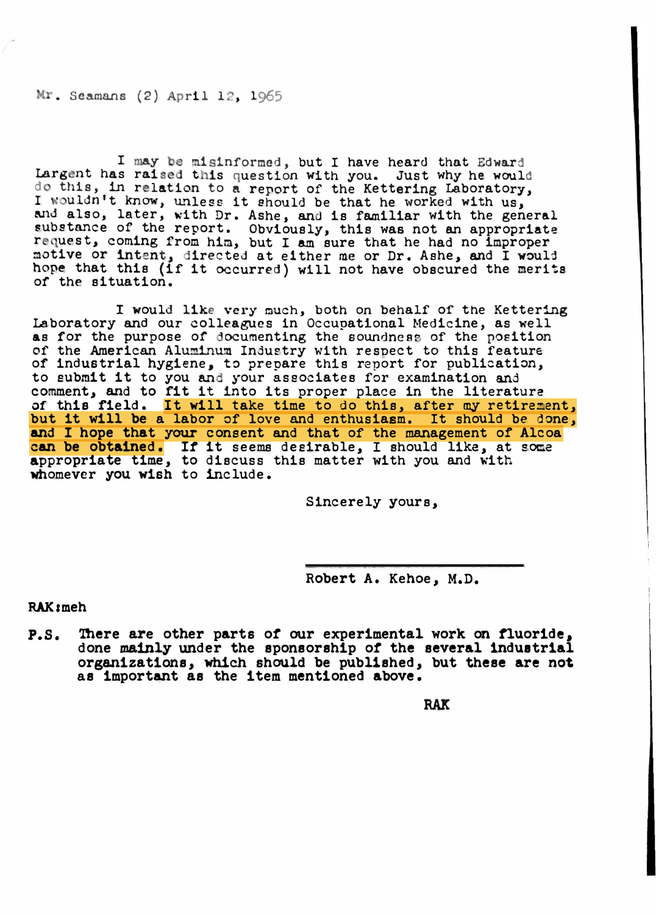Mr. Seamans (2) April 12, 1965

I may be misinformed, but I have heard that Edward Largent has raised this question with you. Just why he would do this, in relation to a report of the Kettering Laboratory, I wouldn't know, unless it should be that he worked with us, and also, later, with Dr. Ashe, and is familiar with the general substance of the report. Obviously, this was not an appropriate request, coming from him, but I am sure that he had no improper motive or intent, directed at either me or Dr. Ashe, and I would hope that this (if it occurred) will not have obscured the merits of the situation.

I would like very much, both on behalf of the Kettering Laboratory and our colleagues in Occupational Medicine, as well as for the purpose of documenting the soundness of the position of the American Aluminum Industry with respect to this feature of industrial hygiene, to prepare this report for publication, to submit it to you and your associates for examination and comment, and to fit it into its proper place in the literature of this field. It will take time to do this, after my retirement, but it will be a labor of love and enthusiasm. It should be done, and I hope that your consent and that of the management of Alcoa can be obtained. If it seems desirable, I should like, at some appropriate time, to discuss this matter with you and with whomever you wish to include.

Sincerely yours,

Robert A. Kehoe, M.D.

RAK:meh

P.S. There are other parts of our experimental work on fluoride, done mainly under the sponsorship of the several industrial organizations, which should be published, but these are not as important as the item mentioned above.

RAK